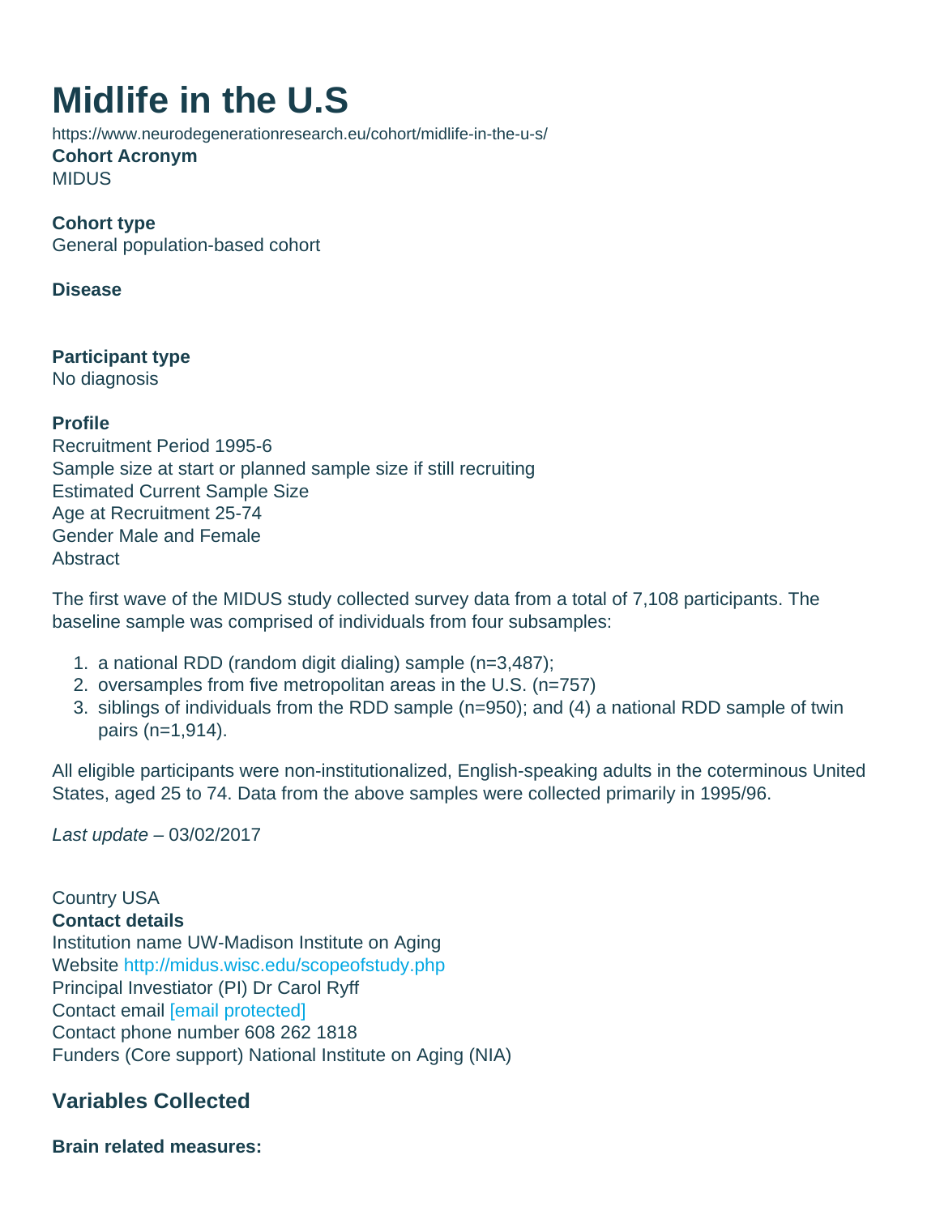# Midlife in the U.S

https://www.neurodegenerationresearch.eu/cohort/midlife-in-the-u-s/

**Cohort Acronym**
MIDUS

**Cohort type**
General population-based cohort

**Disease**

**Participant type**
No diagnosis

**Profile**
Recruitment Period 1995-6
Sample size at start or planned sample size if still recruiting
Estimated Current Sample Size
Age at Recruitment 25-74
Gender Male and Female
Abstract

The first wave of the MIDUS study collected survey data from a total of 7,108 participants. The baseline sample was comprised of individuals from four subsamples:

1. a national RDD (random digit dialing) sample (n=3,487);
2. oversamples from five metropolitan areas in the U.S. (n=757)
3. siblings of individuals from the RDD sample (n=950); and (4) a national RDD sample of twin pairs (n=1,914).

All eligible participants were non-institutionalized, English-speaking adults in the coterminous United States, aged 25 to 74. Data from the above samples were collected primarily in 1995/96.

*Last update* – 03/02/2017

Country USA
**Contact details**
Institution name UW-Madison Institute on Aging
Website http://midus.wisc.edu/scopeofstudy.php
Principal Investiator (PI) Dr Carol Ryff
Contact email [email protected]
Contact phone number 608 262 1818
Funders (Core support) National Institute on Aging (NIA)

## Variables Collected

**Brain related measures:**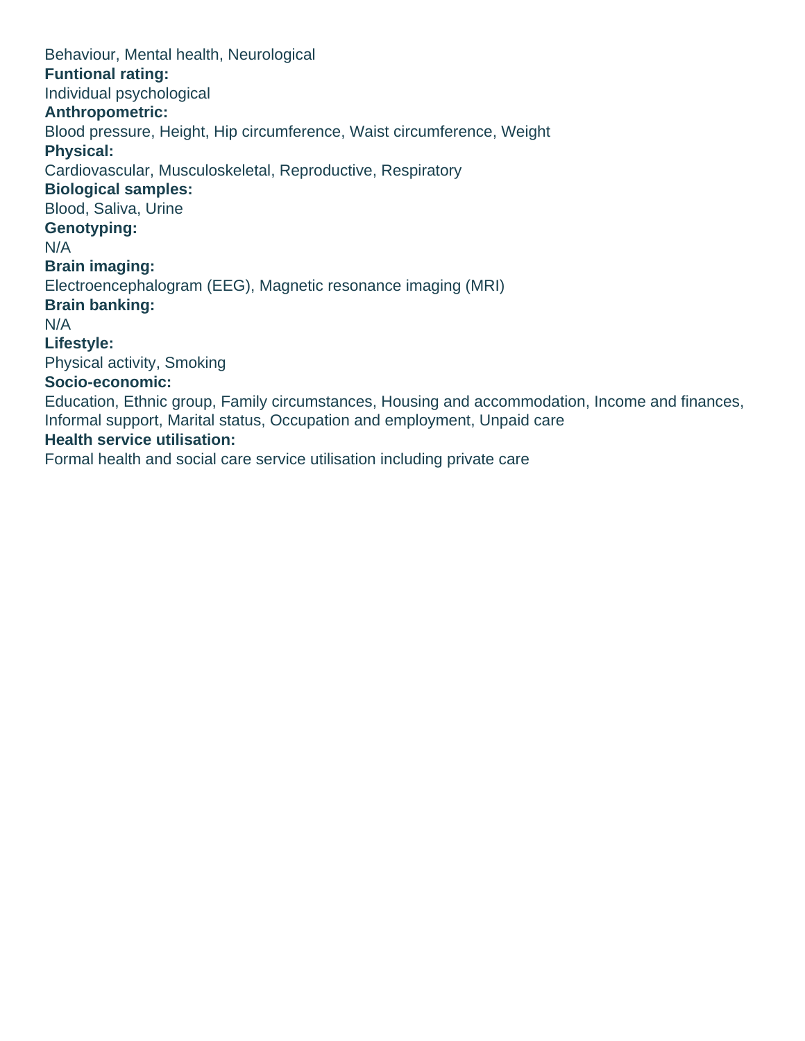Behaviour, Mental health, Neurological

**Funtional rating:**

Individual psychological

**Anthropometric:**

Blood pressure, Height, Hip circumference, Waist circumference, Weight

**Physical:**

Cardiovascular, Musculoskeletal, Reproductive, Respiratory

**Biological samples:**

Blood, Saliva, Urine

**Genotyping:**

N/A

**Brain imaging:**

Electroencephalogram (EEG), Magnetic resonance imaging (MRI)

**Brain banking:**

N/A

**Lifestyle:**

Physical activity, Smoking

**Socio-economic:**

Education, Ethnic group, Family circumstances, Housing and accommodation, Income and finances, Informal support, Marital status, Occupation and employment, Unpaid care

**Health service utilisation:**

Formal health and social care service utilisation including private care